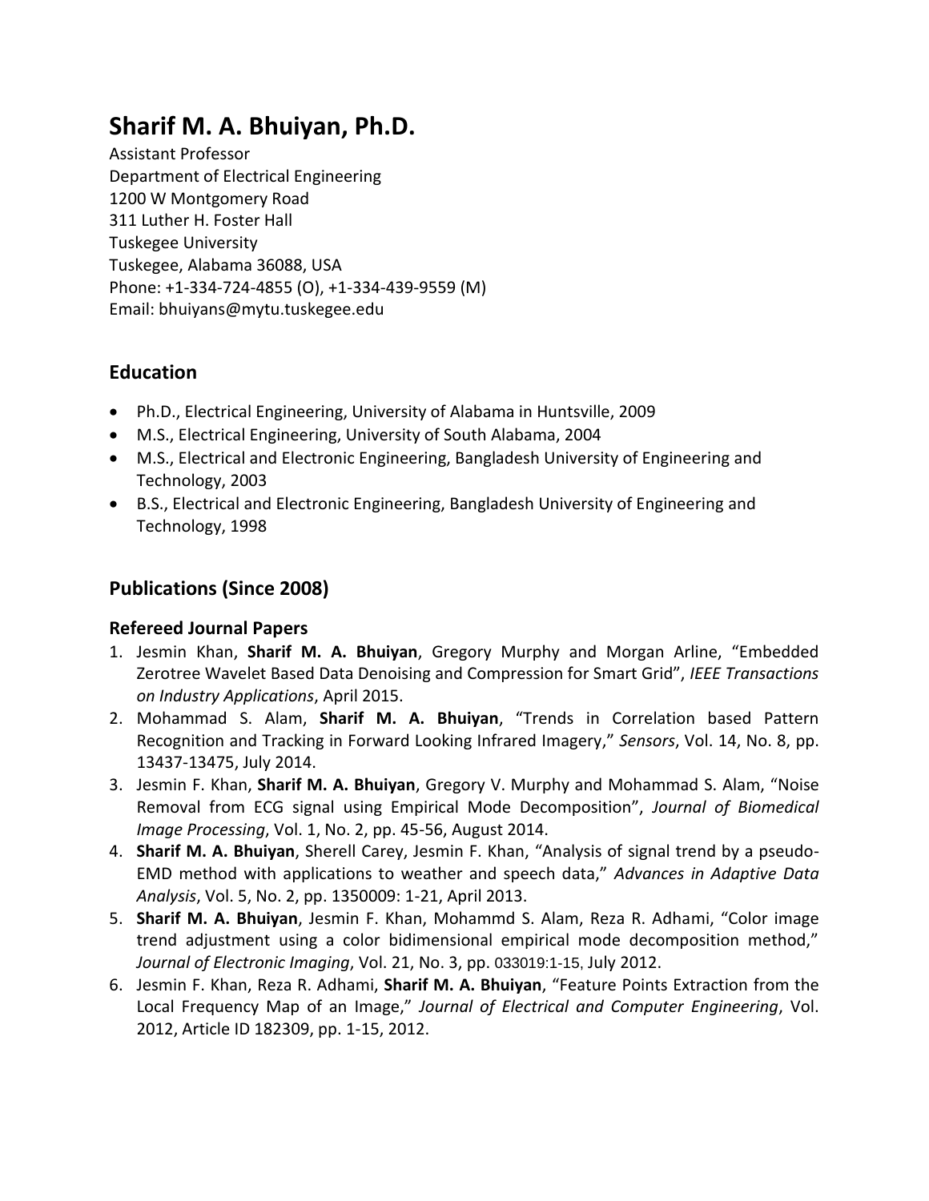# Sharif M. A. Bhuiyan, Ph.D.

Assistant Professor
Department of Electrical Engineering
1200 W Montgomery Road
311 Luther H. Foster Hall
Tuskegee University
Tuskegee, Alabama 36088, USA
Phone: +1-334-724-4855 (O), +1-334-439-9559 (M)
Email: bhuiyans@mytu.tuskegee.edu

## Education

- Ph.D., Electrical Engineering, University of Alabama in Huntsville, 2009
- M.S., Electrical Engineering, University of South Alabama, 2004
- M.S., Electrical and Electronic Engineering, Bangladesh University of Engineering and Technology, 2003
- B.S., Electrical and Electronic Engineering, Bangladesh University of Engineering and Technology, 1998

## Publications (Since 2008)

### Refereed Journal Papers

1. Jesmin Khan, **Sharif M. A. Bhuiyan**, Gregory Murphy and Morgan Arline, "Embedded Zerotree Wavelet Based Data Denoising and Compression for Smart Grid", *IEEE Transactions on Industry Applications*, April 2015.
2. Mohammad S. Alam, **Sharif M. A. Bhuiyan**, "Trends in Correlation based Pattern Recognition and Tracking in Forward Looking Infrared Imagery," *Sensors*, Vol. 14, No. 8, pp. 13437-13475, July 2014.
3. Jesmin F. Khan, **Sharif M. A. Bhuiyan**, Gregory V. Murphy and Mohammad S. Alam, "Noise Removal from ECG signal using Empirical Mode Decomposition", *Journal of Biomedical Image Processing*, Vol. 1, No. 2, pp. 45-56, August 2014.
4. **Sharif M. A. Bhuiyan**, Sherell Carey, Jesmin F. Khan, "Analysis of signal trend by a pseudo-EMD method with applications to weather and speech data," *Advances in Adaptive Data Analysis*, Vol. 5, No. 2, pp. 1350009: 1-21, April 2013.
5. **Sharif M. A. Bhuiyan**, Jesmin F. Khan, Mohammd S. Alam, Reza R. Adhami, "Color image trend adjustment using a color bidimensional empirical mode decomposition method," *Journal of Electronic Imaging*, Vol. 21, No. 3, pp. 033019:1-15, July 2012.
6. Jesmin F. Khan, Reza R. Adhami, **Sharif M. A. Bhuiyan**, "Feature Points Extraction from the Local Frequency Map of an Image," *Journal of Electrical and Computer Engineering*, Vol. 2012, Article ID 182309, pp. 1-15, 2012.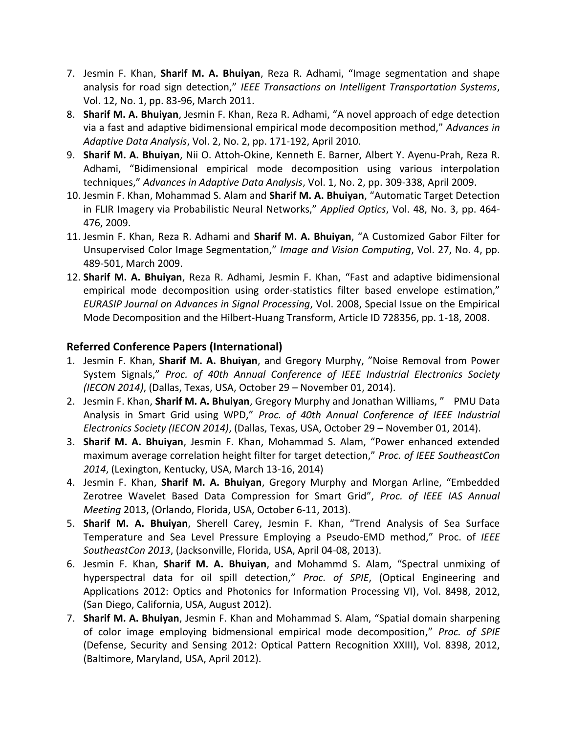7. Jesmin F. Khan, **Sharif M. A. Bhuiyan**, Reza R. Adhami, "Image segmentation and shape analysis for road sign detection," *IEEE Transactions on Intelligent Transportation Systems*, Vol. 12, No. 1, pp. 83-96, March 2011.
8. **Sharif M. A. Bhuiyan**, Jesmin F. Khan, Reza R. Adhami, "A novel approach of edge detection via a fast and adaptive bidimensional empirical mode decomposition method," *Advances in Adaptive Data Analysis*, Vol. 2, No. 2, pp. 171-192, April 2010.
9. **Sharif M. A. Bhuiyan**, Nii O. Attoh-Okine, Kenneth E. Barner, Albert Y. Ayenu-Prah, Reza R. Adhami, "Bidimensional empirical mode decomposition using various interpolation techniques," *Advances in Adaptive Data Analysis*, Vol. 1, No. 2, pp. 309-338, April 2009.
10. Jesmin F. Khan, Mohammad S. Alam and **Sharif M. A. Bhuiyan**, "Automatic Target Detection in FLIR Imagery via Probabilistic Neural Networks," *Applied Optics*, Vol. 48, No. 3, pp. 464-476, 2009.
11. Jesmin F. Khan, Reza R. Adhami and **Sharif M. A. Bhuiyan**, "A Customized Gabor Filter for Unsupervised Color Image Segmentation," *Image and Vision Computing*, Vol. 27, No. 4, pp. 489-501, March 2009.
12. **Sharif M. A. Bhuiyan**, Reza R. Adhami, Jesmin F. Khan, "Fast and adaptive bidimensional empirical mode decomposition using order-statistics filter based envelope estimation," *EURASIP Journal on Advances in Signal Processing*, Vol. 2008, Special Issue on the Empirical Mode Decomposition and the Hilbert-Huang Transform, Article ID 728356, pp. 1-18, 2008.

### Referred Conference Papers (International)

1. Jesmin F. Khan, **Sharif M. A. Bhuiyan**, and Gregory Murphy, "Noise Removal from Power System Signals," *Proc. of 40th Annual Conference of IEEE Industrial Electronics Society (IECON 2014)*, (Dallas, Texas, USA, October 29 – November 01, 2014).
2. Jesmin F. Khan, **Sharif M. A. Bhuiyan**, Gregory Murphy and Jonathan Williams, " PMU Data Analysis in Smart Grid using WPD," *Proc. of 40th Annual Conference of IEEE Industrial Electronics Society (IECON 2014)*, (Dallas, Texas, USA, October 29 – November 01, 2014).
3. **Sharif M. A. Bhuiyan**, Jesmin F. Khan, Mohammad S. Alam, "Power enhanced extended maximum average correlation height filter for target detection," *Proc. of IEEE SoutheastCon 2014*, (Lexington, Kentucky, USA, March 13-16, 2014)
4. Jesmin F. Khan, **Sharif M. A. Bhuiyan**, Gregory Murphy and Morgan Arline, "Embedded Zerotree Wavelet Based Data Compression for Smart Grid", *Proc. of IEEE IAS Annual Meeting* 2013, (Orlando, Florida, USA, October 6-11, 2013).
5. **Sharif M. A. Bhuiyan**, Sherell Carey, Jesmin F. Khan, "Trend Analysis of Sea Surface Temperature and Sea Level Pressure Employing a Pseudo-EMD method," Proc. of *IEEE SoutheastCon 2013*, (Jacksonville, Florida, USA, April 04-08, 2013).
6. Jesmin F. Khan, **Sharif M. A. Bhuiyan**, and Mohammd S. Alam, "Spectral unmixing of hyperspectral data for oil spill detection," *Proc. of SPIE*, (Optical Engineering and Applications 2012: Optics and Photonics for Information Processing VI), Vol. 8498, 2012, (San Diego, California, USA, August 2012).
7. **Sharif M. A. Bhuiyan**, Jesmin F. Khan and Mohammad S. Alam, "Spatial domain sharpening of color image employing bidmensional empirical mode decomposition," *Proc. of SPIE* (Defense, Security and Sensing 2012: Optical Pattern Recognition XXIII), Vol. 8398, 2012, (Baltimore, Maryland, USA, April 2012).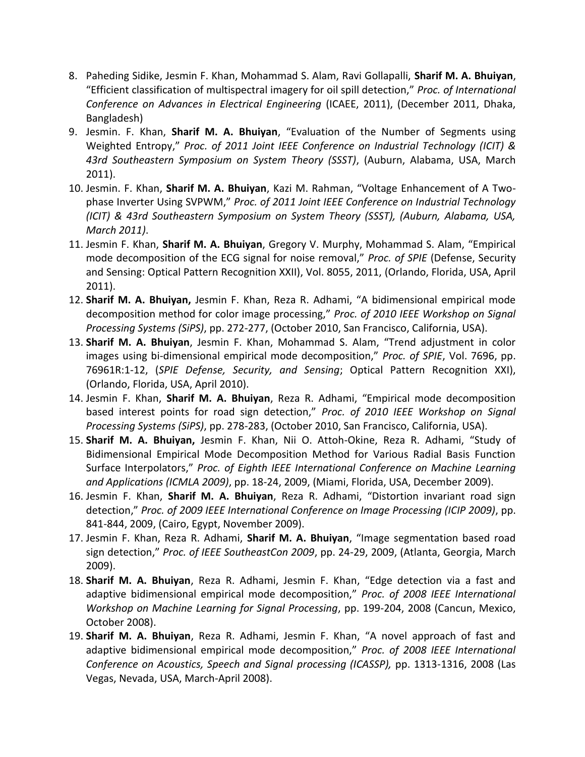8. Paheding Sidike, Jesmin F. Khan, Mohammad S. Alam, Ravi Gollapalli, **Sharif M. A. Bhuiyan**, "Efficient classification of multispectral imagery for oil spill detection," *Proc. of International Conference on Advances in Electrical Engineering* (ICAEE, 2011), (December 2011, Dhaka, Bangladesh)
9. Jesmin. F. Khan, **Sharif M. A. Bhuiyan**, "Evaluation of the Number of Segments using Weighted Entropy," *Proc. of 2011 Joint IEEE Conference on Industrial Technology (ICIT) & 43rd Southeastern Symposium on System Theory (SSST)*, (Auburn, Alabama, USA, March 2011).
10. Jesmin. F. Khan, **Sharif M. A. Bhuiyan**, Kazi M. Rahman, "Voltage Enhancement of A Two-phase Inverter Using SVPWM," *Proc. of 2011 Joint IEEE Conference on Industrial Technology (ICIT) & 43rd Southeastern Symposium on System Theory (SSST), (Auburn, Alabama, USA, March 2011)*.
11. Jesmin F. Khan, **Sharif M. A. Bhuiyan**, Gregory V. Murphy, Mohammad S. Alam, "Empirical mode decomposition of the ECG signal for noise removal," *Proc. of SPIE* (Defense, Security and Sensing: Optical Pattern Recognition XXII), Vol. 8055, 2011, (Orlando, Florida, USA, April 2011).
12. **Sharif M. A. Bhuiyan,** Jesmin F. Khan, Reza R. Adhami, "A bidimensional empirical mode decomposition method for color image processing," *Proc. of 2010 IEEE Workshop on Signal Processing Systems (SiPS)*, pp. 272-277, (October 2010, San Francisco, California, USA).
13. **Sharif M. A. Bhuiyan**, Jesmin F. Khan, Mohammad S. Alam, "Trend adjustment in color images using bi-dimensional empirical mode decomposition," *Proc. of SPIE*, Vol. 7696, pp. 76961R:1-12, (*SPIE Defense, Security, and Sensing*; Optical Pattern Recognition XXI), (Orlando, Florida, USA, April 2010).
14. Jesmin F. Khan, **Sharif M. A. Bhuiyan**, Reza R. Adhami, "Empirical mode decomposition based interest points for road sign detection," *Proc. of 2010 IEEE Workshop on Signal Processing Systems (SiPS)*, pp. 278-283, (October 2010, San Francisco, California, USA).
15. **Sharif M. A. Bhuiyan,** Jesmin F. Khan, Nii O. Attoh-Okine, Reza R. Adhami, "Study of Bidimensional Empirical Mode Decomposition Method for Various Radial Basis Function Surface Interpolators," *Proc. of Eighth IEEE International Conference on Machine Learning and Applications (ICMLA 2009)*, pp. 18-24, 2009, (Miami, Florida, USA, December 2009).
16. Jesmin F. Khan, **Sharif M. A. Bhuiyan**, Reza R. Adhami, "Distortion invariant road sign detection," *Proc. of 2009 IEEE International Conference on Image Processing (ICIP 2009)*, pp. 841-844, 2009, (Cairo, Egypt, November 2009).
17. Jesmin F. Khan, Reza R. Adhami, **Sharif M. A. Bhuiyan**, "Image segmentation based road sign detection," *Proc. of IEEE SoutheastCon 2009*, pp. 24-29, 2009, (Atlanta, Georgia, March 2009).
18. **Sharif M. A. Bhuiyan**, Reza R. Adhami, Jesmin F. Khan, "Edge detection via a fast and adaptive bidimensional empirical mode decomposition," *Proc. of 2008 IEEE International Workshop on Machine Learning for Signal Processing*, pp. 199-204, 2008 (Cancun, Mexico, October 2008).
19. **Sharif M. A. Bhuiyan**, Reza R. Adhami, Jesmin F. Khan, "A novel approach of fast and adaptive bidimensional empirical mode decomposition," *Proc. of 2008 IEEE International Conference on Acoustics, Speech and Signal processing (ICASSP),* pp. 1313-1316, 2008 (Las Vegas, Nevada, USA, March-April 2008).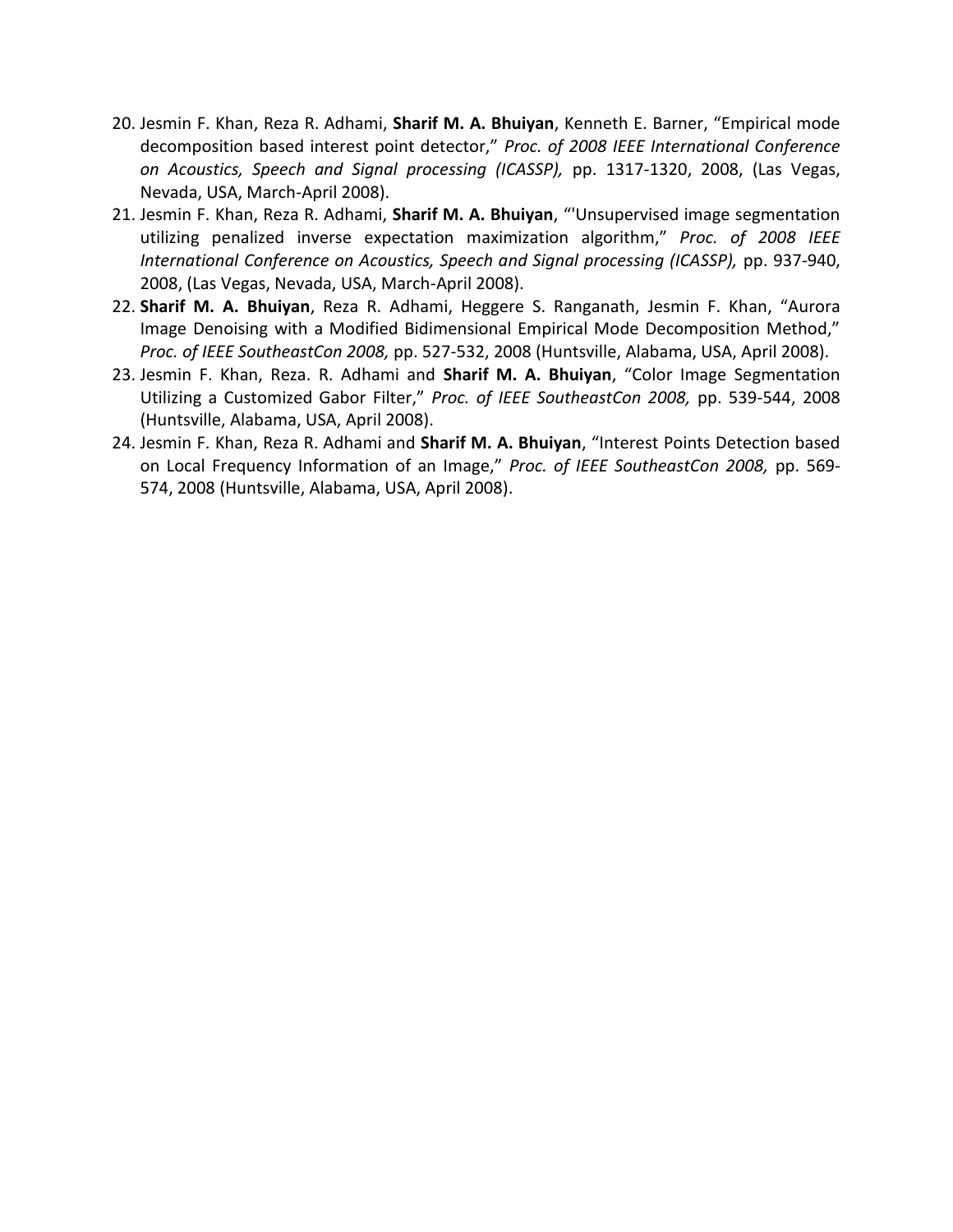20. Jesmin F. Khan, Reza R. Adhami, **Sharif M. A. Bhuiyan**, Kenneth E. Barner, "Empirical mode decomposition based interest point detector," *Proc. of 2008 IEEE International Conference on Acoustics, Speech and Signal processing (ICASSP),* pp. 1317-1320, 2008, (Las Vegas, Nevada, USA, March-April 2008).
21. Jesmin F. Khan, Reza R. Adhami, **Sharif M. A. Bhuiyan**, "'Unsupervised image segmentation utilizing penalized inverse expectation maximization algorithm," *Proc. of 2008 IEEE International Conference on Acoustics, Speech and Signal processing (ICASSP),* pp. 937-940, 2008, (Las Vegas, Nevada, USA, March-April 2008).
22. **Sharif M. A. Bhuiyan**, Reza R. Adhami, Heggere S. Ranganath, Jesmin F. Khan, "Aurora Image Denoising with a Modified Bidimensional Empirical Mode Decomposition Method," *Proc. of IEEE SoutheastCon 2008,* pp. 527-532, 2008 (Huntsville, Alabama, USA, April 2008).
23. Jesmin F. Khan, Reza. R. Adhami and **Sharif M. A. Bhuiyan**, "Color Image Segmentation Utilizing a Customized Gabor Filter," *Proc. of IEEE SoutheastCon 2008,* pp. 539-544, 2008 (Huntsville, Alabama, USA, April 2008).
24. Jesmin F. Khan, Reza R. Adhami and **Sharif M. A. Bhuiyan**, "Interest Points Detection based on Local Frequency Information of an Image," *Proc. of IEEE SoutheastCon 2008,* pp. 569-574, 2008 (Huntsville, Alabama, USA, April 2008).